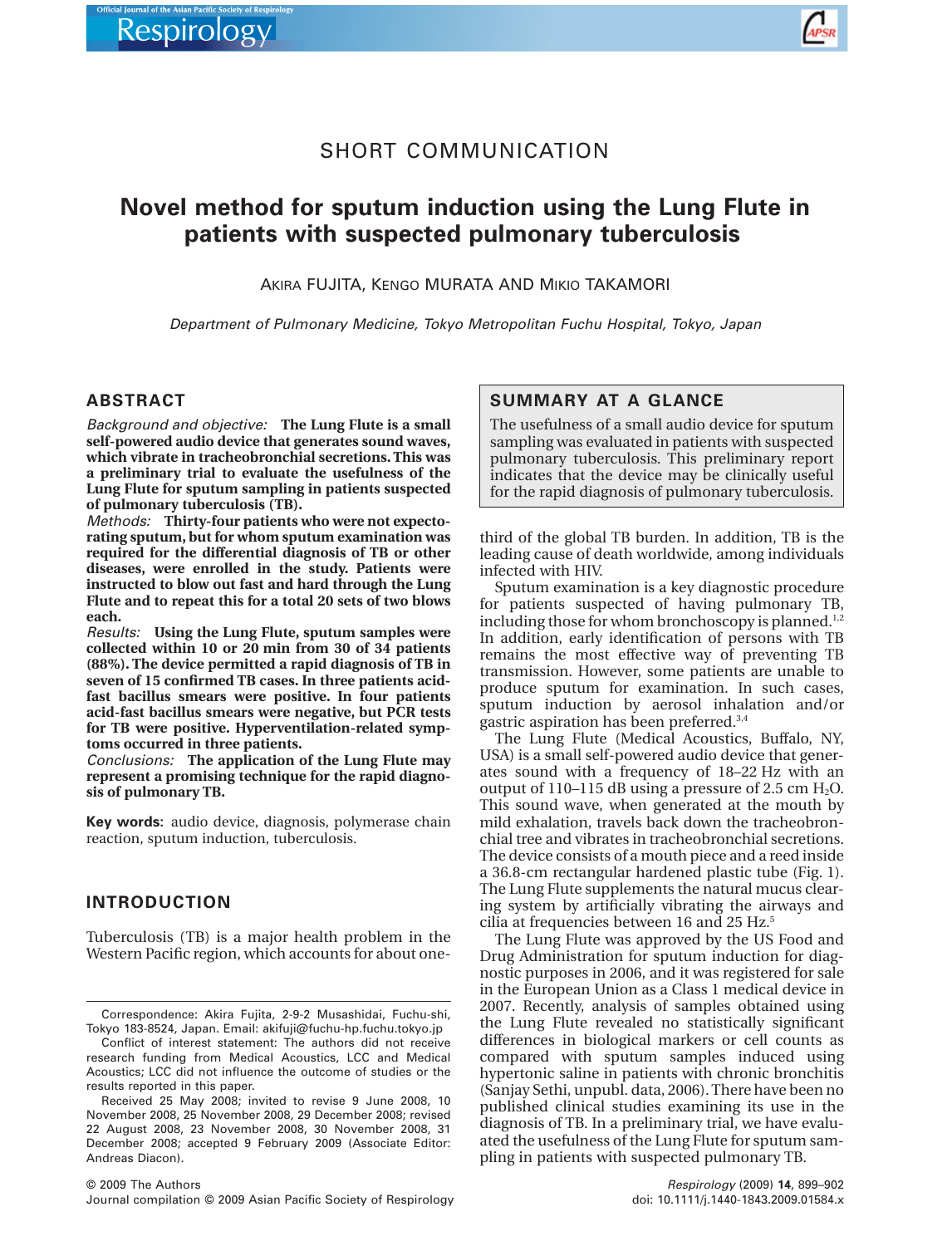SHORT COMMUNICATION

# Novel method for sputum induction using the Lung Flute in patients with suspected pulmonary tuberculosis

AKIRA FUJITA, KENGO MURATA AND MIKIO TAKAMORI

*Department of Pulmonary Medicine, Tokyo Metropolitan Fuchu Hospital, Tokyo, Japan*

## ABSTRACT

*Background and objective:* **The Lung Flute is a small self-powered audio device that generates sound waves, which vibrate in tracheobronchial secretions. This was a preliminary trial to evaluate the usefulness of the Lung Flute for sputum sampling in patients suspected of pulmonary tuberculosis (TB).**

*Methods:* **Thirty-four patients who were not expectorating sputum, but for whom sputum examination was required for the differential diagnosis of TB or other diseases, were enrolled in the study. Patients were instructed to blow out fast and hard through the Lung Flute and to repeat this for a total 20 sets of two blows each.**

*Results:* **Using the Lung Flute, sputum samples were collected within 10 or 20 min from 30 of 34 patients (88%). The device permitted a rapid diagnosis of TB in seven of 15 confirmed TB cases. In three patients acid-fast bacillus smears were positive. In four patients acid-fast bacillus smears were negative, but PCR tests for TB were positive. Hyperventilation-related symptoms occurred in three patients.**

*Conclusions:* **The application of the Lung Flute may represent a promising technique for the rapid diagnosis of pulmonary TB.**

**Key words:** audio device, diagnosis, polymerase chain reaction, sputum induction, tuberculosis.

## SUMMARY AT A GLANCE

The usefulness of a small audio device for sputum sampling was evaluated in patients with suspected pulmonary tuberculosis. This preliminary report indicates that the device may be clinically useful for the rapid diagnosis of pulmonary tuberculosis.

## INTRODUCTION

Tuberculosis (TB) is a major health problem in the Western Pacific region, which accounts for about one-third of the global TB burden. In addition, TB is the leading cause of death worldwide, among individuals infected with HIV.

Sputum examination is a key diagnostic procedure for patients suspected of having pulmonary TB, including those for whom bronchoscopy is planned.[1,2] In addition, early identification of persons with TB remains the most effective way of preventing TB transmission. However, some patients are unable to produce sputum for examination. In such cases, sputum induction by aerosol inhalation and/or gastric aspiration has been preferred.[3,4]

The Lung Flute (Medical Acoustics, Buffalo, NY, USA) is a small self-powered audio device that generates sound with a frequency of 18–22 Hz with an output of 110–115 dB using a pressure of 2.5 cm $H_2O$. This sound wave, when generated at the mouth by mild exhalation, travels back down the tracheobronchial tree and vibrates in tracheobronchial secretions. The device consists of a mouth piece and a reed inside a 36.8-cm rectangular hardened plastic tube (Fig. 1). The Lung Flute supplements the natural mucus clearing system by artificially vibrating the airways and cilia at frequencies between 16 and 25 Hz.[5]

The Lung Flute was approved by the US Food and Drug Administration for sputum induction for diagnostic purposes in 2006, and it was registered for sale in the European Union as a Class 1 medical device in 2007. Recently, analysis of samples obtained using the Lung Flute revealed no statistically significant differences in biological markers or cell counts as compared with sputum samples induced using hypertonic saline in patients with chronic bronchitis (Sanjay Sethi, unpubl. data, 2006). There have been no published clinical studies examining its use in the diagnosis of TB. In a preliminary trial, we have evaluated the usefulness of the Lung Flute for sputum sampling in patients with suspected pulmonary TB.

---

Correspondence: Akira Fujita, 2-9-2 Musashidai, Fuchu-shi, Tokyo 183-8524, Japan. Email: akifuji@fuchu-hp.fuchu.tokyo.jp

Conflict of interest statement: The authors did not receive research funding from Medical Acoustics, LCC and Medical Acoustics; LCC did not influence the outcome of studies or the results reported in this paper.

Received 25 May 2008; invited to revise 9 June 2008, 10 November 2008, 25 November 2008, 29 December 2008; revised 22 August 2008, 23 November 2008, 30 November 2008, 31 December 2008; accepted 9 February 2009 (Associate Editor: Andreas Diacon).

© 2009 The Authors
Journal compilation © 2009 Asian Pacific Society of Respirology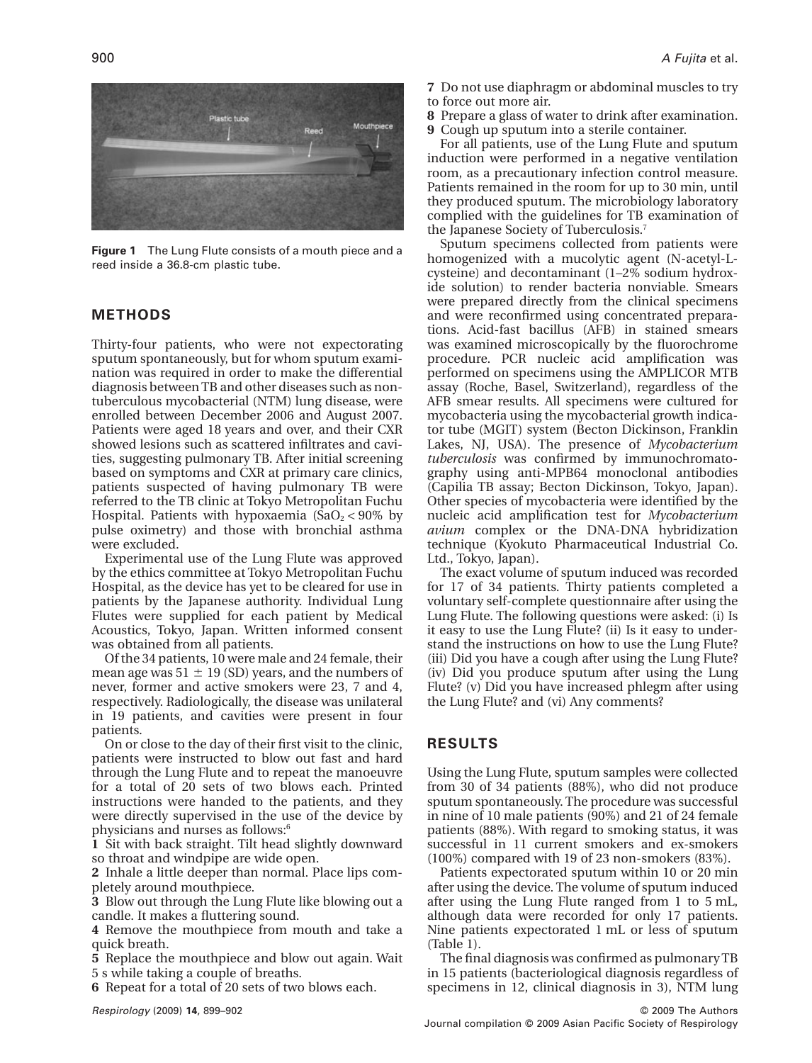Figure 1 The Lung Flute consists of a mouth piece and a reed inside a 36.8-cm plastic tube.

## METHODS

Thirty-four patients, who were not expectorating sputum spontaneously, but for whom sputum examination was required in order to make the differential diagnosis between TB and other diseases such as non-tuberculous mycobacterial (NTM) lung disease, were enrolled between December 2006 and August 2007. Patients were aged 18 years and over, and their CXR showed lesions such as scattered infiltrates and cavities, suggesting pulmonary TB. After initial screening based on symptoms and CXR at primary care clinics, patients suspected of having pulmonary TB were referred to the TB clinic at Tokyo Metropolitan Fuchu Hospital. Patients with hypoxaemia ($SaO_2 < 90\%$ by pulse oximetry) and those with bronchial asthma were excluded.

Experimental use of the Lung Flute was approved by the ethics committee at Tokyo Metropolitan Fuchu Hospital, as the device has yet to be cleared for use in patients by the Japanese authority. Individual Lung Flutes were supplied for each patient by Medical Acoustics, Tokyo, Japan. Written informed consent was obtained from all patients.

Of the 34 patients, 10 were male and 24 female, their mean age was $51 \pm 19$ (SD) years, and the numbers of never, former and active smokers were 23, 7 and 4, respectively. Radiologically, the disease was unilateral in 19 patients, and cavities were present in four patients.

On or close to the day of their first visit to the clinic, patients were instructed to blow out fast and hard through the Lung Flute and to repeat the manoeuvre for a total of 20 sets of two blows each. Printed instructions were handed to the patients, and they were directly supervised in the use of the device by physicians and nurses as follows:[6]

**1** Sit with back straight. Tilt head slightly downward so throat and windpipe are wide open.
**2** Inhale a little deeper than normal. Place lips completely around mouthpiece.
**3** Blow out through the Lung Flute like blowing out a candle. It makes a fluttering sound.
**4** Remove the mouthpiece from mouth and take a quick breath.
**5** Replace the mouthpiece and blow out again. Wait 5 s while taking a couple of breaths.
**6** Repeat for a total of 20 sets of two blows each.
**7** Do not use diaphragm or abdominal muscles to try to force out more air.
**8** Prepare a glass of water to drink after examination.
**9** Cough up sputum into a sterile container.

For all patients, use of the Lung Flute and sputum induction were performed in a negative ventilation room, as a precautionary infection control measure. Patients remained in the room for up to 30 min, until they produced sputum. The microbiology laboratory complied with the guidelines for TB examination of the Japanese Society of Tuberculosis.[7]

Sputum specimens collected from patients were homogenized with a mucolytic agent (N-acetyl-L-cysteine) and decontaminant (1–2% sodium hydroxide solution) to render bacteria nonviable. Smears were prepared directly from the clinical specimens and were reconfirmed using concentrated preparations. Acid-fast bacillus (AFB) in stained smears was examined microscopically by the fluorochrome procedure. PCR nucleic acid amplification was performed on specimens using the AMPLICOR MTB assay (Roche, Basel, Switzerland), regardless of the AFB smear results. All specimens were cultured for mycobacteria using the mycobacterial growth indicator tube (MGIT) system (Becton Dickinson, Franklin Lakes, NJ, USA). The presence of *Mycobacterium tuberculosis* was confirmed by immunochromatography using anti-MPB64 monoclonal antibodies (Capilia TB assay; Becton Dickinson, Tokyo, Japan). Other species of mycobacteria were identified by the nucleic acid amplification test for *Mycobacterium avium* complex or the DNA-DNA hybridization technique (Kyokuto Pharmaceutical Industrial Co. Ltd., Tokyo, Japan).

The exact volume of sputum induced was recorded for 17 of 34 patients. Thirty patients completed a voluntary self-complete questionnaire after using the Lung Flute. The following questions were asked: (i) Is it easy to use the Lung Flute? (ii) Is it easy to understand the instructions on how to use the Lung Flute? (iii) Did you have a cough after using the Lung Flute? (iv) Did you produce sputum after using the Lung Flute? (v) Did you have increased phlegm after using the Lung Flute? and (vi) Any comments?

## RESULTS

Using the Lung Flute, sputum samples were collected from 30 of 34 patients (88%), who did not produce sputum spontaneously. The procedure was successful in nine of 10 male patients (90%) and 21 of 24 female patients (88%). With regard to smoking status, it was successful in 11 current smokers and ex-smokers (100%) compared with 19 of 23 non-smokers (83%).

Patients expectorated sputum within 10 or 20 min after using the device. The volume of sputum induced after using the Lung Flute ranged from 1 to 5 mL, although data were recorded for only 17 patients. Nine patients expectorated 1 mL or less of sputum (Table 1).

The final diagnosis was confirmed as pulmonary TB in 15 patients (bacteriological diagnosis regardless of specimens in 12, clinical diagnosis in 3), NTM lung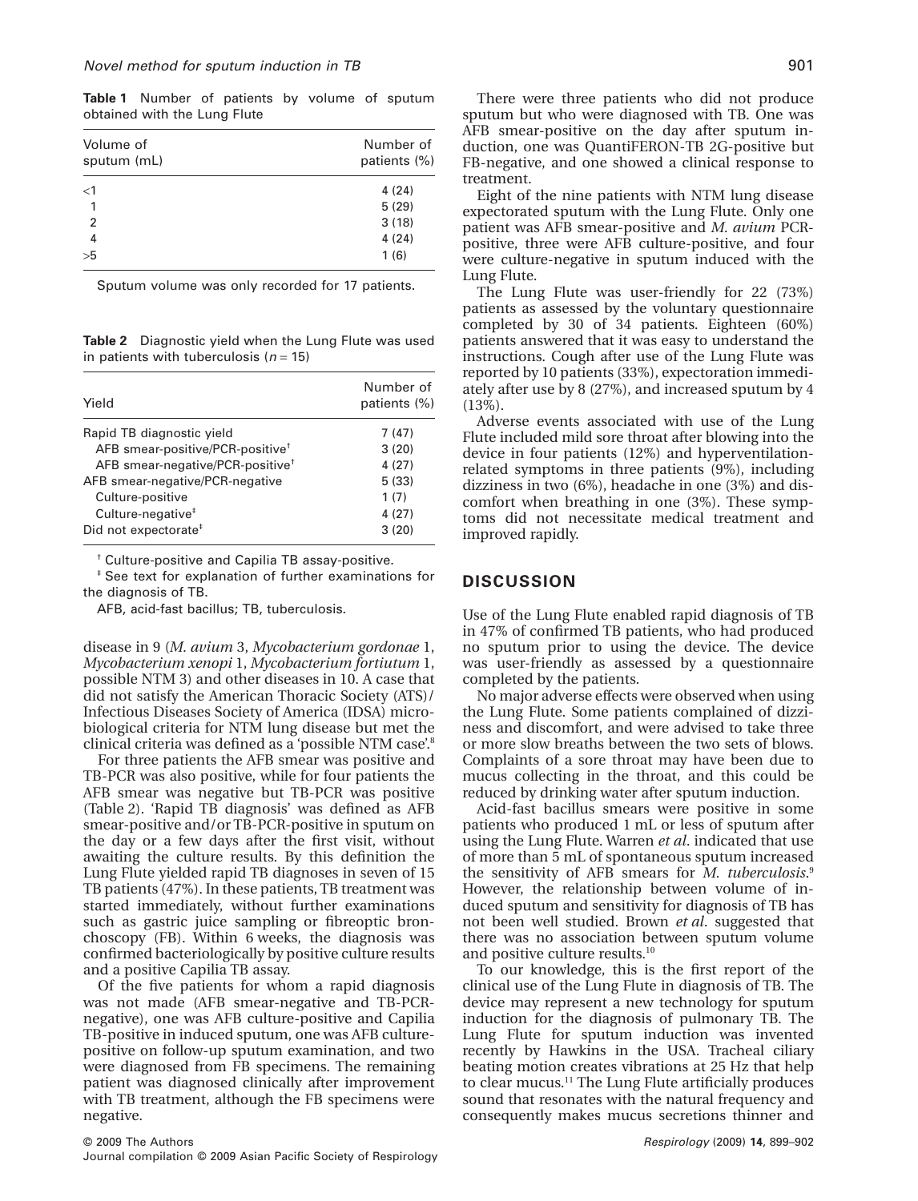**Table 1** Number of patients by volume of sputum obtained with the Lung Flute

| Volume of sputum (mL) | Number of patients (%) |
|---|---|
| <1 | 4 (24) |
| 1 | 5 (29) |
| 2 | 3 (18) |
| 4 | 4 (24) |
| >5 | 1 (6) |

Sputum volume was only recorded for 17 patients.

**Table 2** Diagnostic yield when the Lung Flute was used in patients with tuberculosis ($n = 15$)

| Yield | Number of patients (%) |
|---|---|
| Rapid TB diagnostic yield | 7 (47) |
| AFB smear-positive/PCR-positive[†] | 3 (20) |
| AFB smear-negative/PCR-positive[†] | 4 (27) |
| AFB smear-negative/PCR-negative | 5 (33) |
| Culture-positive | 1 (7) |
| Culture-negative[‡] | 4 (27) |
| Did not expectorate[‡] | 3 (20) |

[†] Culture-positive and Capilia TB assay-positive.

[‡] See text for explanation of further examinations for the diagnosis of TB.

AFB, acid-fast bacillus; TB, tuberculosis.

disease in 9 (*M. avium* 3, *Mycobacterium gordonae* 1, *Mycobacterium xenopi* 1, *Mycobacterium fortiutum* 1, possible NTM 3) and other diseases in 10. A case that did not satisfy the American Thoracic Society (ATS)/ Infectious Diseases Society of America (IDSA) microbiological criteria for NTM lung disease but met the clinical criteria was defined as a 'possible NTM case'.[8]

For three patients the AFB smear was positive and TB-PCR was also positive, while for four patients the AFB smear was negative but TB-PCR was positive (Table 2). 'Rapid TB diagnosis' was defined as AFB smear-positive and/or TB-PCR-positive in sputum on the day or a few days after the first visit, without awaiting the culture results. By this definition the Lung Flute yielded rapid TB diagnoses in seven of 15 TB patients (47%). In these patients, TB treatment was started immediately, without further examinations such as gastric juice sampling or fibreoptic bronchoscopy (FB). Within 6 weeks, the diagnosis was confirmed bacteriologically by positive culture results and a positive Capilia TB assay.

Of the five patients for whom a rapid diagnosis was not made (AFB smear-negative and TB-PCR-negative), one was AFB culture-positive and Capilia TB-positive in induced sputum, one was AFB culture-positive on follow-up sputum examination, and two were diagnosed from FB specimens. The remaining patient was diagnosed clinically after improvement with TB treatment, although the FB specimens were negative.

There were three patients who did not produce sputum but who were diagnosed with TB. One was AFB smear-positive on the day after sputum induction, one was QuantiFERON-TB 2G-positive but FB-negative, and one showed a clinical response to treatment.

Eight of the nine patients with NTM lung disease expectorated sputum with the Lung Flute. Only one patient was AFB smear-positive and *M. avium* PCR-positive, three were AFB culture-positive, and four were culture-negative in sputum induced with the Lung Flute.

The Lung Flute was user-friendly for 22 (73%) patients as assessed by the voluntary questionnaire completed by 30 of 34 patients. Eighteen (60%) patients answered that it was easy to understand the instructions. Cough after use of the Lung Flute was reported by 10 patients (33%), expectoration immediately after use by 8 (27%), and increased sputum by 4 (13%).

Adverse events associated with use of the Lung Flute included mild sore throat after blowing into the device in four patients (12%) and hyperventilation-related symptoms in three patients (9%), including dizziness in two (6%), headache in one (3%) and discomfort when breathing in one (3%). These symptoms did not necessitate medical treatment and improved rapidly.

## DISCUSSION

Use of the Lung Flute enabled rapid diagnosis of TB in 47% of confirmed TB patients, who had produced no sputum prior to using the device. The device was user-friendly as assessed by a questionnaire completed by the patients.

No major adverse effects were observed when using the Lung Flute. Some patients complained of dizziness and discomfort, and were advised to take three or more slow breaths between the two sets of blows. Complaints of a sore throat may have been due to mucus collecting in the throat, and this could be reduced by drinking water after sputum induction.

Acid-fast bacillus smears were positive in some patients who produced 1 mL or less of sputum after using the Lung Flute. Warren *et al*. indicated that use of more than 5 mL of spontaneous sputum increased the sensitivity of AFB smears for *M. tuberculosis*.[9] However, the relationship between volume of induced sputum and sensitivity for diagnosis of TB has not been well studied. Brown *et al*. suggested that there was no association between sputum volume and positive culture results.[10]

To our knowledge, this is the first report of the clinical use of the Lung Flute in diagnosis of TB. The device may represent a new technology for sputum induction for the diagnosis of pulmonary TB. The Lung Flute for sputum induction was invented recently by Hawkins in the USA. Tracheal ciliary beating motion creates vibrations at 25 Hz that help to clear mucus.[11] The Lung Flute artificially produces sound that resonates with the natural frequency and consequently makes mucus secretions thinner and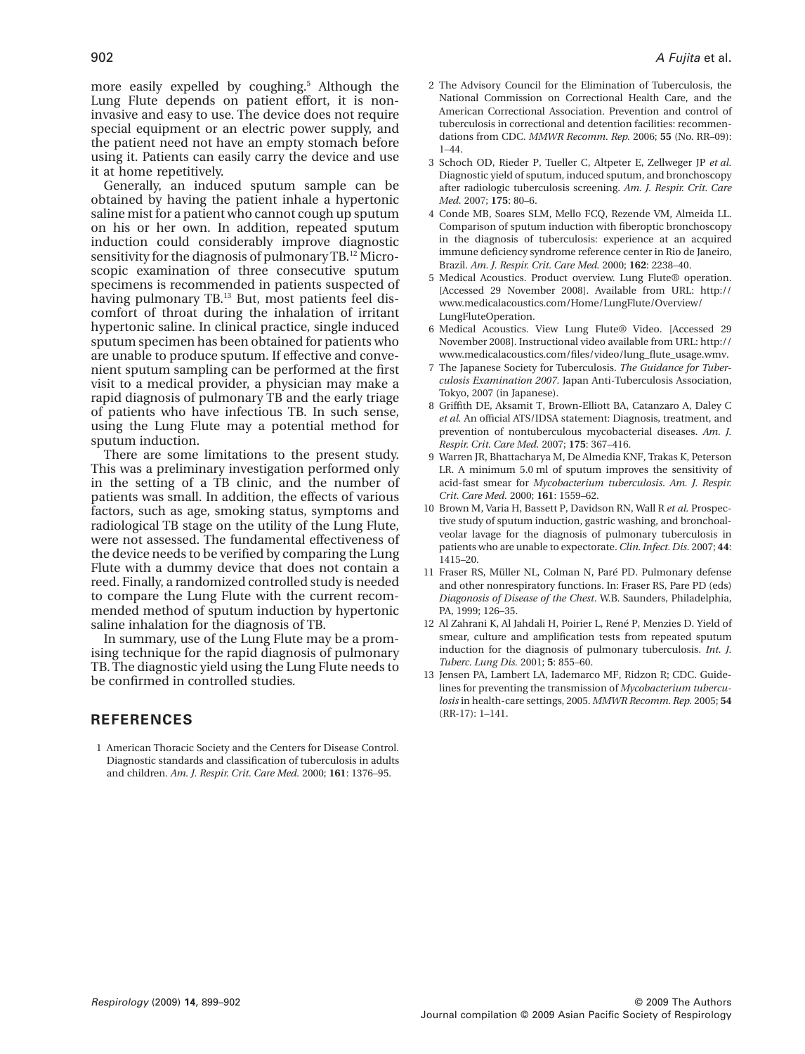more easily expelled by coughing.[5] Although the Lung Flute depends on patient effort, it is non-invasive and easy to use. The device does not require special equipment or an electric power supply, and the patient need not have an empty stomach before using it. Patients can easily carry the device and use it at home repetitively.

Generally, an induced sputum sample can be obtained by having the patient inhale a hypertonic saline mist for a patient who cannot cough up sputum on his or her own. In addition, repeated sputum induction could considerably improve diagnostic sensitivity for the diagnosis of pulmonary TB.[12] Microscopic examination of three consecutive sputum specimens is recommended in patients suspected of having pulmonary TB.[13] But, most patients feel discomfort of throat during the inhalation of irritant hypertonic saline. In clinical practice, single induced sputum specimen has been obtained for patients who are unable to produce sputum. If effective and convenient sputum sampling can be performed at the first visit to a medical provider, a physician may make a rapid diagnosis of pulmonary TB and the early triage of patients who have infectious TB. In such sense, using the Lung Flute may a potential method for sputum induction.

There are some limitations to the present study. This was a preliminary investigation performed only in the setting of a TB clinic, and the number of patients was small. In addition, the effects of various factors, such as age, smoking status, symptoms and radiological TB stage on the utility of the Lung Flute, were not assessed. The fundamental effectiveness of the device needs to be verified by comparing the Lung Flute with a dummy device that does not contain a reed. Finally, a randomized controlled study is needed to compare the Lung Flute with the current recommended method of sputum induction by hypertonic saline inhalation for the diagnosis of TB.

In summary, use of the Lung Flute may be a promising technique for the rapid diagnosis of pulmonary TB. The diagnostic yield using the Lung Flute needs to be confirmed in controlled studies.

## REFERENCES

1. American Thoracic Society and the Centers for Disease Control. Diagnostic standards and classification of tuberculosis in adults and children. *Am. J. Respir. Crit. Care Med.* 2000; **161**: 1376–95.
2. The Advisory Council for the Elimination of Tuberculosis, the National Commission on Correctional Health Care, and the American Correctional Association. Prevention and control of tuberculosis in correctional and detention facilities: recommendations from CDC. *MMWR Recomm. Rep.* 2006; **55** (No. RR–09): 1–44.
3. Schoch OD, Rieder P, Tueller C, Altpeter E, Zellweger JP *et al.* Diagnostic yield of sputum, induced sputum, and bronchoscopy after radiologic tuberculosis screening. *Am. J. Respir. Crit. Care Med.* 2007; **175**: 80–6.
4. Conde MB, Soares SLM, Mello FCQ, Rezende VM, Almeida LL. Comparison of sputum induction with fiberoptic bronchoscopy in the diagnosis of tuberculosis: experience at an acquired immune deficiency syndrome reference center in Rio de Janeiro, Brazil. *Am. J. Respir. Crit. Care Med.* 2000; **162**: 2238–40.
5. Medical Acoustics. Product overview. Lung Flute® operation. [Accessed 29 November 2008]. Available from URL: http://www.medicalacoustics.com/Home/LungFlute/Overview/LungFluteOperation.
6. Medical Acoustics. View Lung Flute® Video. [Accessed 29 November 2008]. Instructional video available from URL: http://www.medicalacoustics.com/files/video/lung_flute_usage.wmv.
7. The Japanese Society for Tuberculosis. *The Guidance for Tuberculosis Examination 2007.* Japan Anti-Tuberculosis Association, Tokyo, 2007 (in Japanese).
8. Griffith DE, Aksamit T, Brown-Elliott BA, Catanzaro A, Daley C *et al.* An official ATS/IDSA statement: Diagnosis, treatment, and prevention of nontuberculous mycobacterial diseases. *Am. J. Respir. Crit. Care Med.* 2007; **175**: 367–416.
9. Warren JR, Bhattacharya M, De Almedia KNF, Trakas K, Peterson LR. A minimum 5.0 ml of sputum improves the sensitivity of acid-fast smear for *Mycobacterium tuberculosis*. *Am. J. Respir. Crit. Care Med.* 2000; **161**: 1559–62.
10. Brown M, Varia H, Bassett P, Davidson RN, Wall R *et al.* Prospective study of sputum induction, gastric washing, and bronchoalveolar lavage for the diagnosis of pulmonary tuberculosis in patients who are unable to expectorate. *Clin. Infect. Dis.* 2007; **44**: 1415–20.
11. Fraser RS, Müller NL, Colman N, Paré PD. Pulmonary defense and other nonrespiratory functions. In: Fraser RS, Pare PD (eds) *Diagonosis of Disease of the Chest*. W.B. Saunders, Philadelphia, PA, 1999; 126–35.
12. Al Zahrani K, Al Jahdali H, Poirier L, René P, Menzies D. Yield of smear, culture and amplification tests from repeated sputum induction for the diagnosis of pulmonary tuberculosis. *Int. J. Tuberc. Lung Dis.* 2001; **5**: 855–60.
13. Jensen PA, Lambert LA, Iademarco MF, Ridzon R; CDC. Guidelines for preventing the transmission of *Mycobacterium tuberculosis* in health-care settings, 2005. *MMWR Recomm. Rep.* 2005; **54** (RR-17): 1–141.